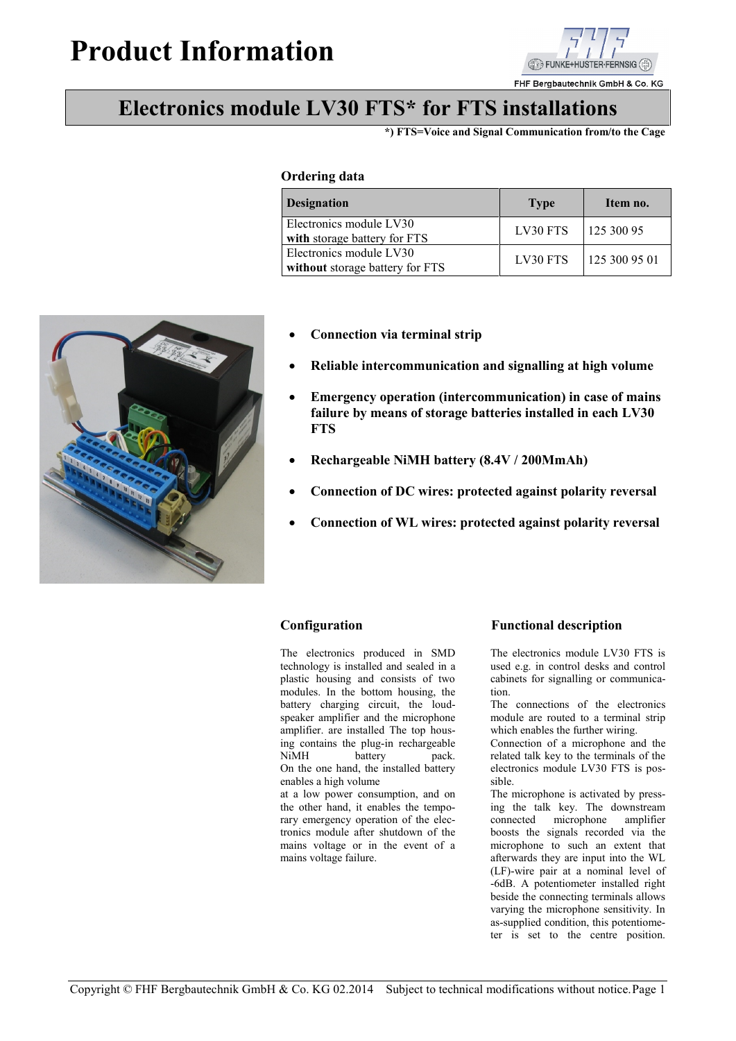# Product Information

## Electronics module LV30 FTS* for FTS installations

***) FTS=Voice and Signal Communication from/to the Cage**

### Ordering data

| Designation | Type | Item no. |
|---|---|---|
| Electronics module LV30 **with** storage battery for FTS | LV30 FTS | 125 300 95 |
| Electronics module LV30 **without** storage battery for FTS | LV30 FTS | 125 300 95 01 |

- **Connection via terminal strip**
- **Reliable intercommunication and signalling at high volume**
- **Emergency operation (intercommunication) in case of mains failure by means of storage batteries installed in each LV30 FTS**
- **Rechargeable NiMH battery (8.4V / 200MmAh)**
- **Connection of DC wires: protected against polarity reversal**
- **Connection of WL wires: protected against polarity reversal**

### Configuration

The electronics produced in SMD technology is installed and sealed in a plastic housing and consists of two modules. In the bottom housing, the battery charging circuit, the loudspeaker amplifier and the microphone amplifier. are installed The top housing contains the plug-in rechargeable NiMH battery pack. On the one hand, the installed battery enables a high volume at a low power consumption, and on the other hand, it enables the temporary emergency operation of the electronics module after shutdown of the mains voltage or in the event of a mains voltage failure.

### Functional description

The electronics module LV30 FTS is used e.g. in control desks and control cabinets for signalling or communication.

The connections of the electronics module are routed to a terminal strip which enables the further wiring.

Connection of a microphone and the related talk key to the terminals of the electronics module LV30 FTS is possible.

The microphone is activated by pressing the talk key. The downstream connected microphone amplifier boosts the signals recorded via the microphone to such an extent that afterwards they are input into the WL (LF)-wire pair at a nominal level of -6dB. A potentiometer installed right beside the connecting terminals allows varying the microphone sensitivity. In as-supplied condition, this potentiometer is set to the centre position.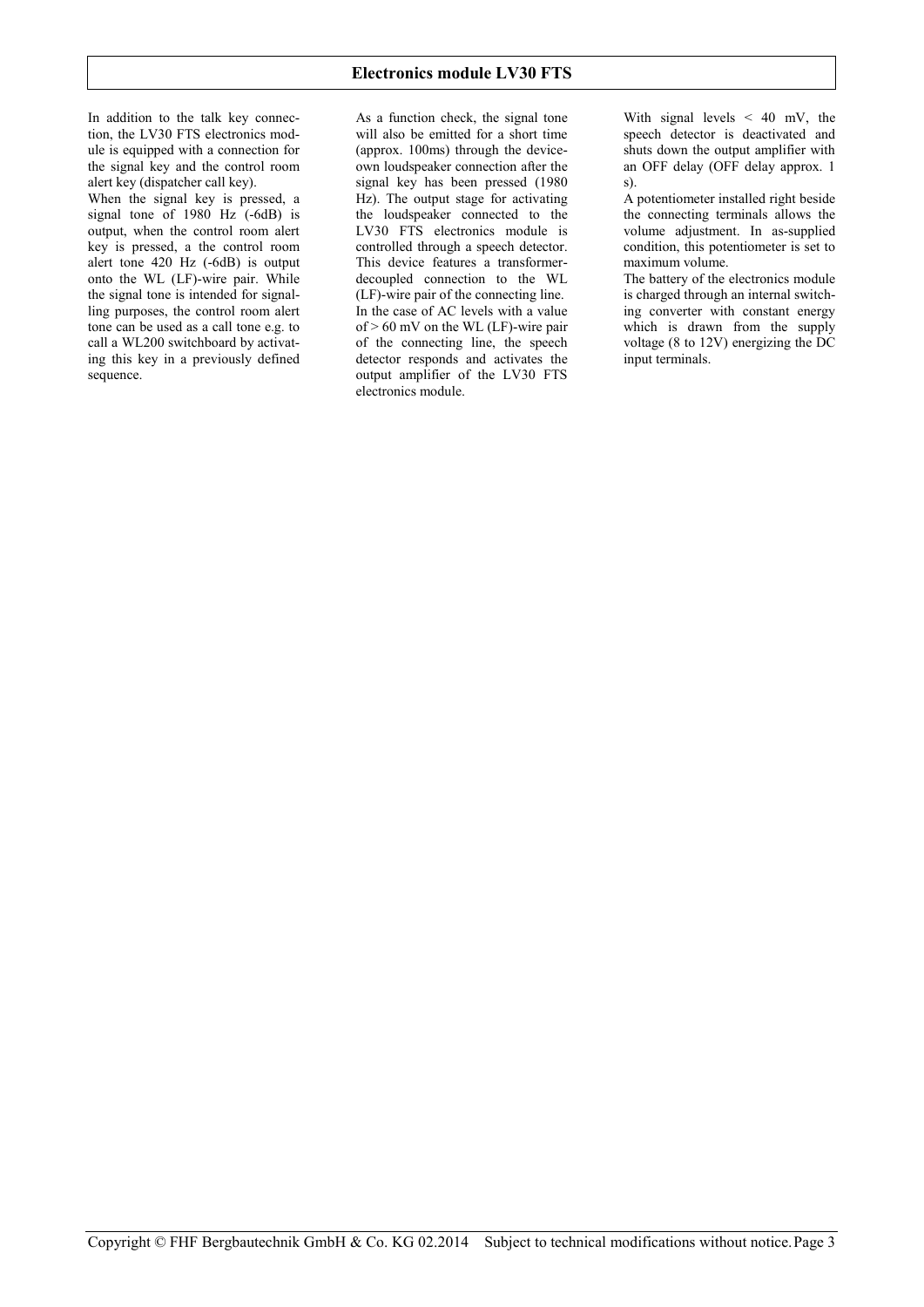# Electronics module LV30 FTS

In addition to the talk key connection, the LV30 FTS electronics module is equipped with a connection for the signal key and the control room alert key (dispatcher call key).

When the signal key is pressed, a signal tone of 1980 Hz (-6dB) is output, when the control room alert key is pressed, a the control room alert tone 420 Hz (-6dB) is output onto the WL (LF)-wire pair. While the signal tone is intended for signalling purposes, the control room alert tone can be used as a call tone e.g. to call a WL200 switchboard by activating this key in a previously defined sequence.

As a function check, the signal tone will also be emitted for a short time (approx. 100ms) through the device-own loudspeaker connection after the signal key has been pressed (1980 Hz). The output stage for activating the loudspeaker connected to the LV30 FTS electronics module is controlled through a speech detector. This device features a transformer-decoupled connection to the WL (LF)-wire pair of the connecting line.

In the case of AC levels with a value of > 60 mV on the WL (LF)-wire pair of the connecting line, the speech detector responds and activates the output amplifier of the LV30 FTS electronics module.

With signal levels < 40 mV, the speech detector is deactivated and shuts down the output amplifier with an OFF delay (OFF delay approx. 1 s).

A potentiometer installed right beside the connecting terminals allows the volume adjustment. In as-supplied condition, this potentiometer is set to maximum volume.

The battery of the electronics module is charged through an internal switching converter with constant energy which is drawn from the supply voltage (8 to 12V) energizing the DC input terminals.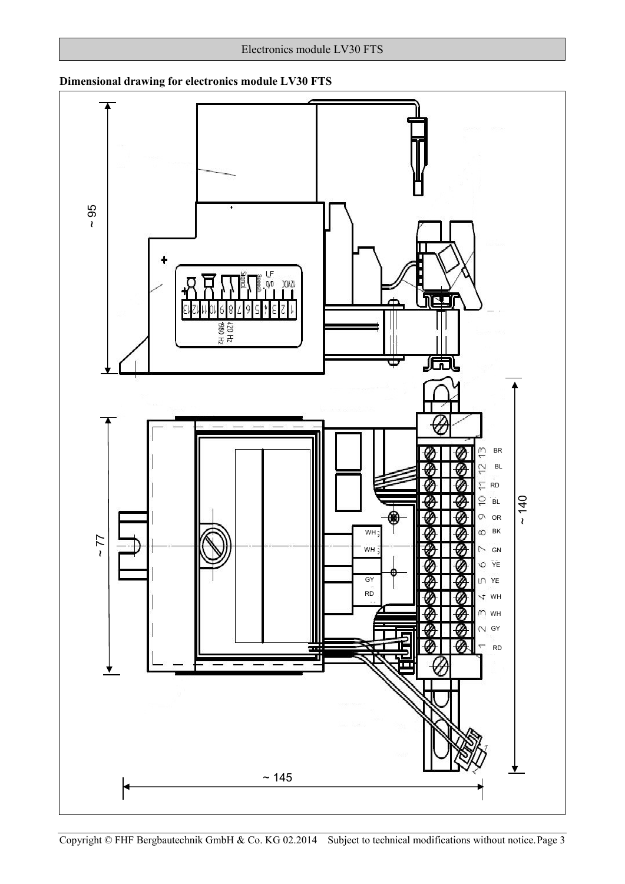**Dimensional drawing for electronics module LV30 FTS**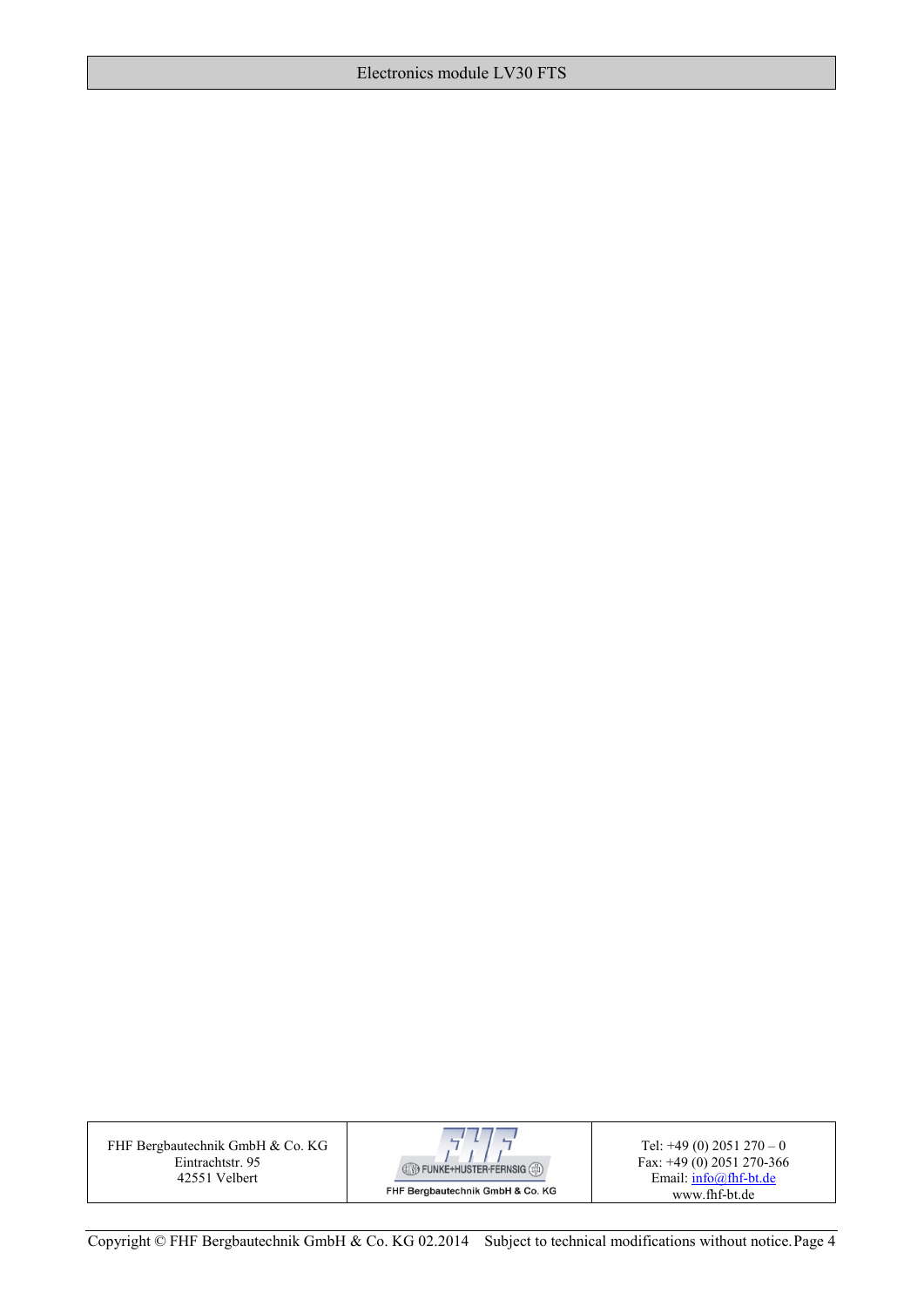| | | |
|---|---|---|
| FHF Bergbautechnik GmbH & Co. KG<br>Eintrachtstr. 95<br>42551 Velbert | FUNKE+HUSTER·FERNSIG<br>FHF Bergbautechnik GmbH & Co. KG | Tel: +49 (0) 2051 270 – 0<br>Fax: +49 (0) 2051 270-366<br>Email: info@fhf-bt.de<br>www.fhf-bt.de |